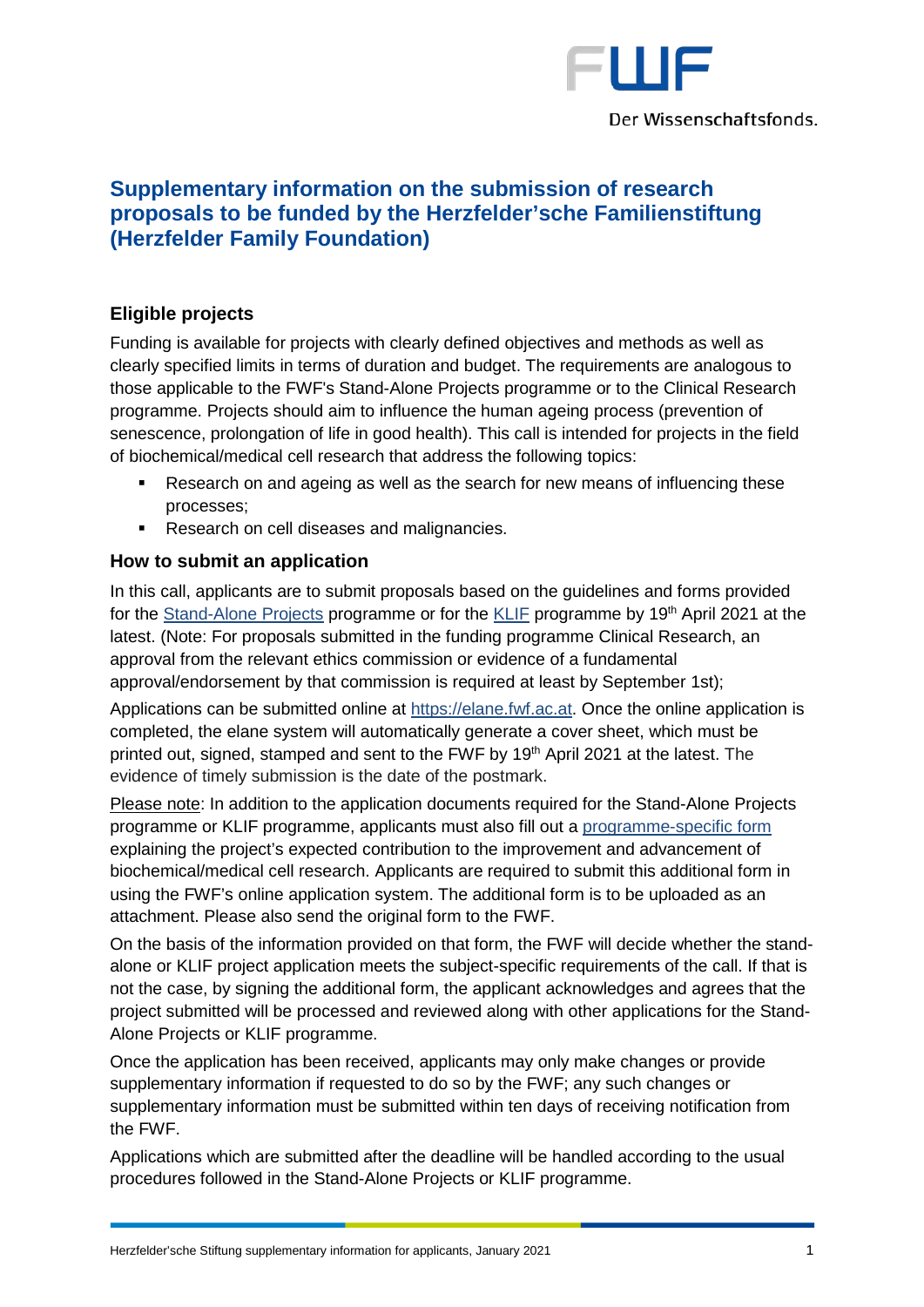FWF

Der Wissenschaftsfonds.

# Supplementary information on the submission of research proposals to be funded by the Herzfelder'sche Familienstiftung (Herzfelder Family Foundation)

## Eligible projects

Funding is available for projects with clearly defined objectives and methods as well as clearly specified limits in terms of duration and budget. The requirements are analogous to those applicable to the FWF's Stand-Alone Projects programme or to the Clinical Research programme. Projects should aim to influence the human ageing process (prevention of senescence, prolongation of life in good health). This call is intended for projects in the field of biochemical/medical cell research that address the following topics:

- Research on and ageing as well as the search for new means of influencing these processes;
- Research on cell diseases and malignancies.

## How to submit an application

In this call, applicants are to submit proposals based on the guidelines and forms provided for the Stand-Alone Projects programme or for the KLIF programme by 19th April 2021 at the latest. (Note: For proposals submitted in the funding programme Clinical Research, an approval from the relevant ethics commission or evidence of a fundamental approval/endorsement by that commission is required at least by September 1st);

Applications can be submitted online at https://elane.fwf.ac.at. Once the online application is completed, the elane system will automatically generate a cover sheet, which must be printed out, signed, stamped and sent to the FWF by 19th April 2021 at the latest. The evidence of timely submission is the date of the postmark.

Please note: In addition to the application documents required for the Stand-Alone Projects programme or KLIF programme, applicants must also fill out a programme-specific form explaining the project's expected contribution to the improvement and advancement of biochemical/medical cell research. Applicants are required to submit this additional form in using the FWF's online application system. The additional form is to be uploaded as an attachment. Please also send the original form to the FWF.

On the basis of the information provided on that form, the FWF will decide whether the stand-alone or KLIF project application meets the subject-specific requirements of the call. If that is not the case, by signing the additional form, the applicant acknowledges and agrees that the project submitted will be processed and reviewed along with other applications for the Stand-Alone Projects or KLIF programme.

Once the application has been received, applicants may only make changes or provide supplementary information if requested to do so by the FWF; any such changes or supplementary information must be submitted within ten days of receiving notification from the FWF.

Applications which are submitted after the deadline will be handled according to the usual procedures followed in the Stand-Alone Projects or KLIF programme.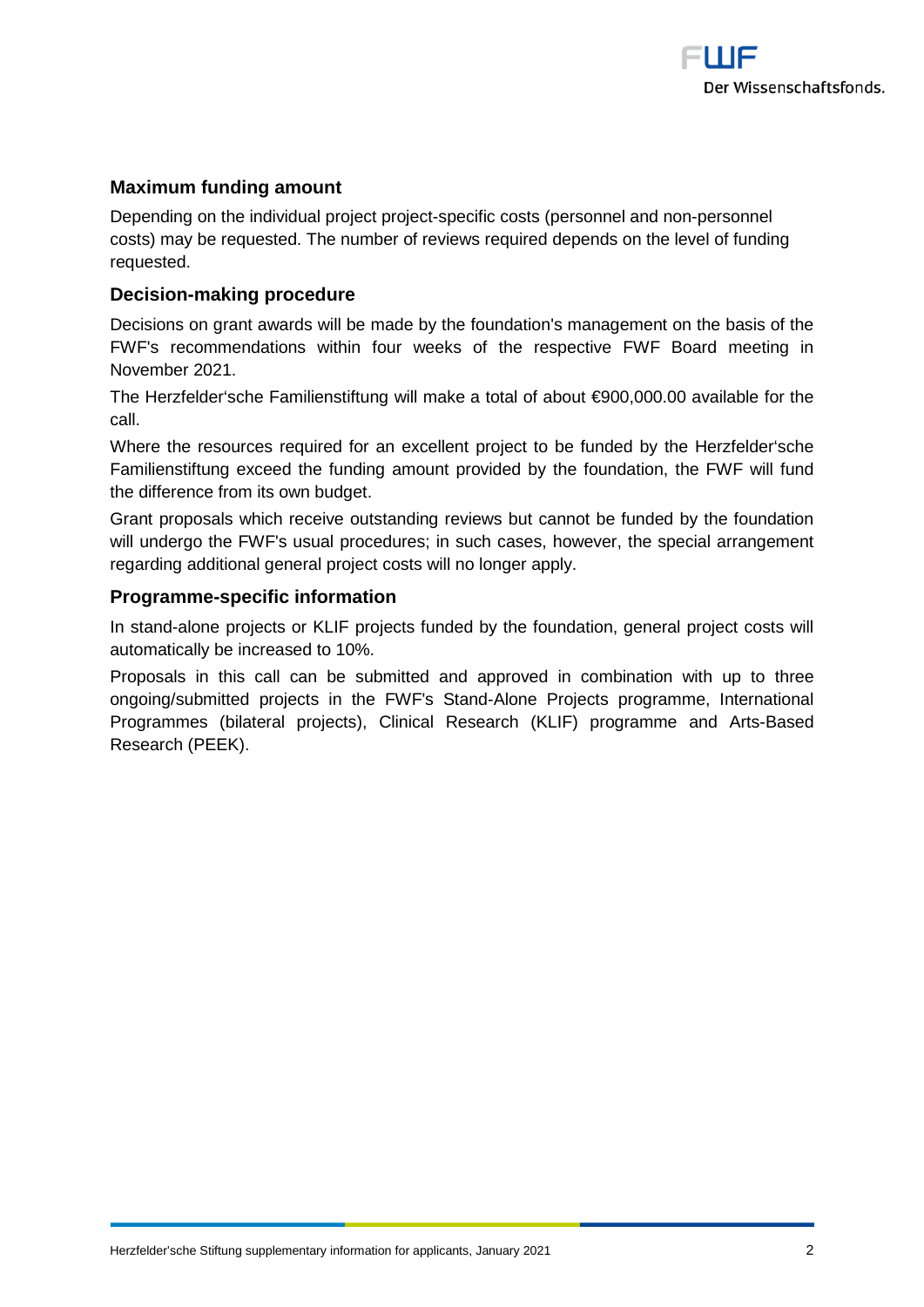### Maximum funding amount

Depending on the individual project project-specific costs (personnel and non-personnel costs) may be requested. The number of reviews required depends on the level of funding requested.

### Decision-making procedure

Decisions on grant awards will be made by the foundation's management on the basis of the FWF's recommendations within four weeks of the respective FWF Board meeting in November 2021.

The Herzfelder'sche Familienstiftung will make a total of about €900,000.00 available for the call.

Where the resources required for an excellent project to be funded by the Herzfelder'sche Familienstiftung exceed the funding amount provided by the foundation, the FWF will fund the difference from its own budget.

Grant proposals which receive outstanding reviews but cannot be funded by the foundation will undergo the FWF's usual procedures; in such cases, however, the special arrangement regarding additional general project costs will no longer apply.

### Programme-specific information

In stand-alone projects or KLIF projects funded by the foundation, general project costs will automatically be increased to 10%.

Proposals in this call can be submitted and approved in combination with up to three ongoing/submitted projects in the FWF's Stand-Alone Projects programme, International Programmes (bilateral projects), Clinical Research (KLIF) programme and Arts-Based Research (PEEK).